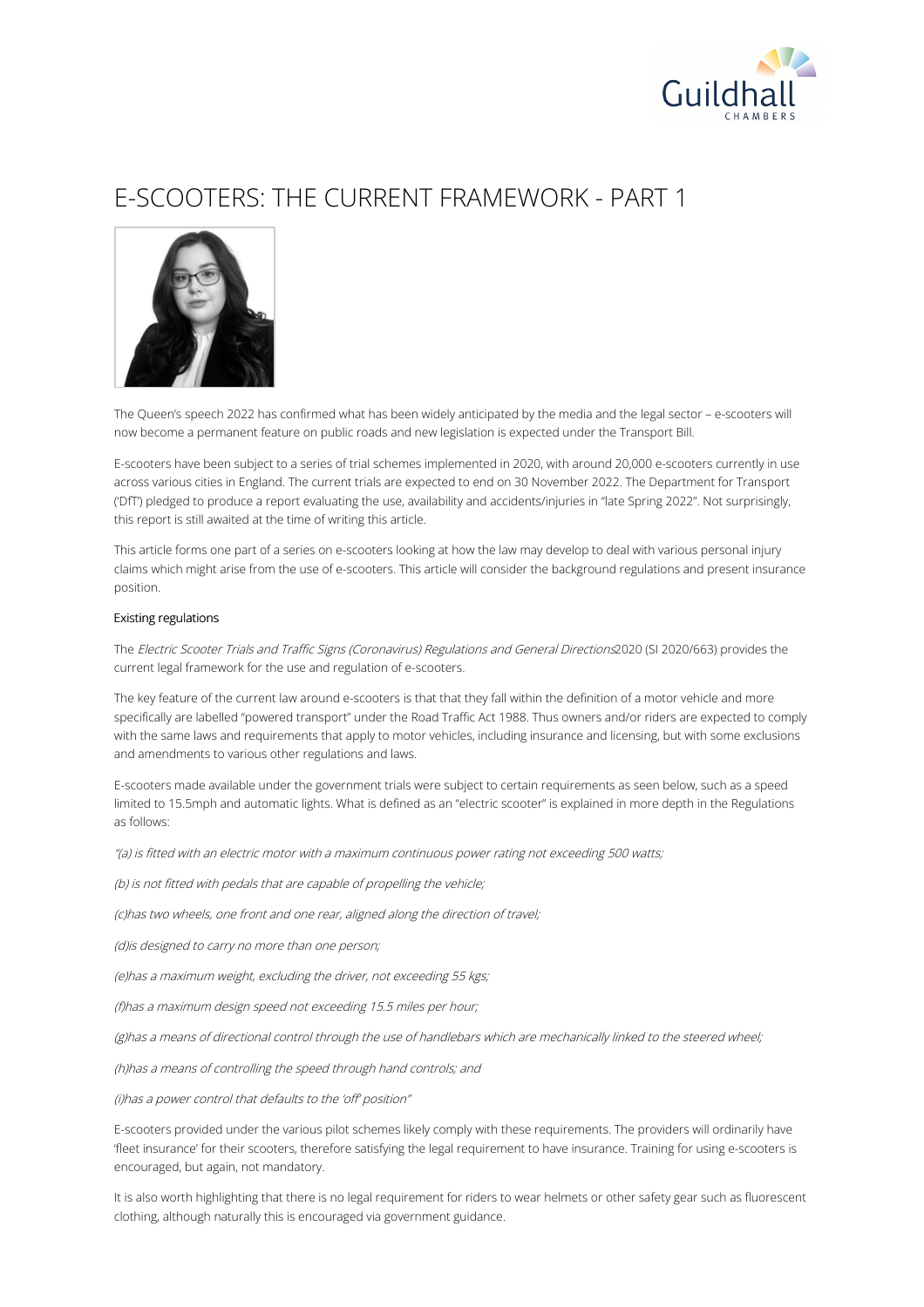# E-SCOOTERS: THE CURRENT FRAMEWORK - PART 1

The Queen's speech 2022 has confirmed what has been widely anticipated by the media and the legal sector – e-scooters will now become a permanent feature on public roads and new legislation is expected under the Transport Bill.

E-scooters have been subject to a series of trial schemes implemented in 2020, with around 20,000 e-scooters currently in use across various cities in England. The current trials are expected to end on 30 November 2022. The Department for Transport ('DfT') pledged to produce a report evaluating the use, availability and accidents/injuries in "late Spring 2022". Not surprisingly, this report is still awaited at the time of writing this article.

This article forms one part of a series on e-scooters looking at how the law may develop to deal with various personal injury claims which might arise from the use of e-scooters. This article will consider the background regulations and present insurance position.

## Existing regulations

The *Electric Scooter Trials and Traffic Signs (Coronavirus) Regulations and General Directions*2020 (SI 2020/663) provides the current legal framework for the use and regulation of e-scooters.

The key feature of the current law around e-scooters is that that they fall within the definition of a motor vehicle and more specifically are labelled "powered transport" under the Road Traffic Act 1988. Thus owners and/or riders are expected to comply with the same laws and requirements that apply to motor vehicles, including insurance and licensing, but with some exclusions and amendments to various other regulations and laws.

E-scooters made available under the government trials were subject to certain requirements as seen below, such as a speed limited to 15.5mph and automatic lights. What is defined as an "electric scooter" is explained in more depth in the Regulations as follows:

*"(a) is fitted with an electric motor with a maximum continuous power rating not exceeding 500 watts;*

*(b) is not fitted with pedals that are capable of propelling the vehicle;*

*(c)has two wheels, one front and one rear, aligned along the direction of travel;*

*(d)is designed to carry no more than one person;*

*(e)has a maximum weight, excluding the driver, not exceeding 55 kgs;*

*(f)has a maximum design speed not exceeding 15.5 miles per hour;*

*(g)has a means of directional control through the use of handlebars which are mechanically linked to the steered wheel;*

*(h)has a means of controlling the speed through hand controls; and*

*(i)has a power control that defaults to the 'off' position"*

E-scooters provided under the various pilot schemes likely comply with these requirements. The providers will ordinarily have 'fleet insurance' for their scooters, therefore satisfying the legal requirement to have insurance. Training for using e-scooters is encouraged, but again, not mandatory.

It is also worth highlighting that there is no legal requirement for riders to wear helmets or other safety gear such as fluorescent clothing, although naturally this is encouraged via government guidance.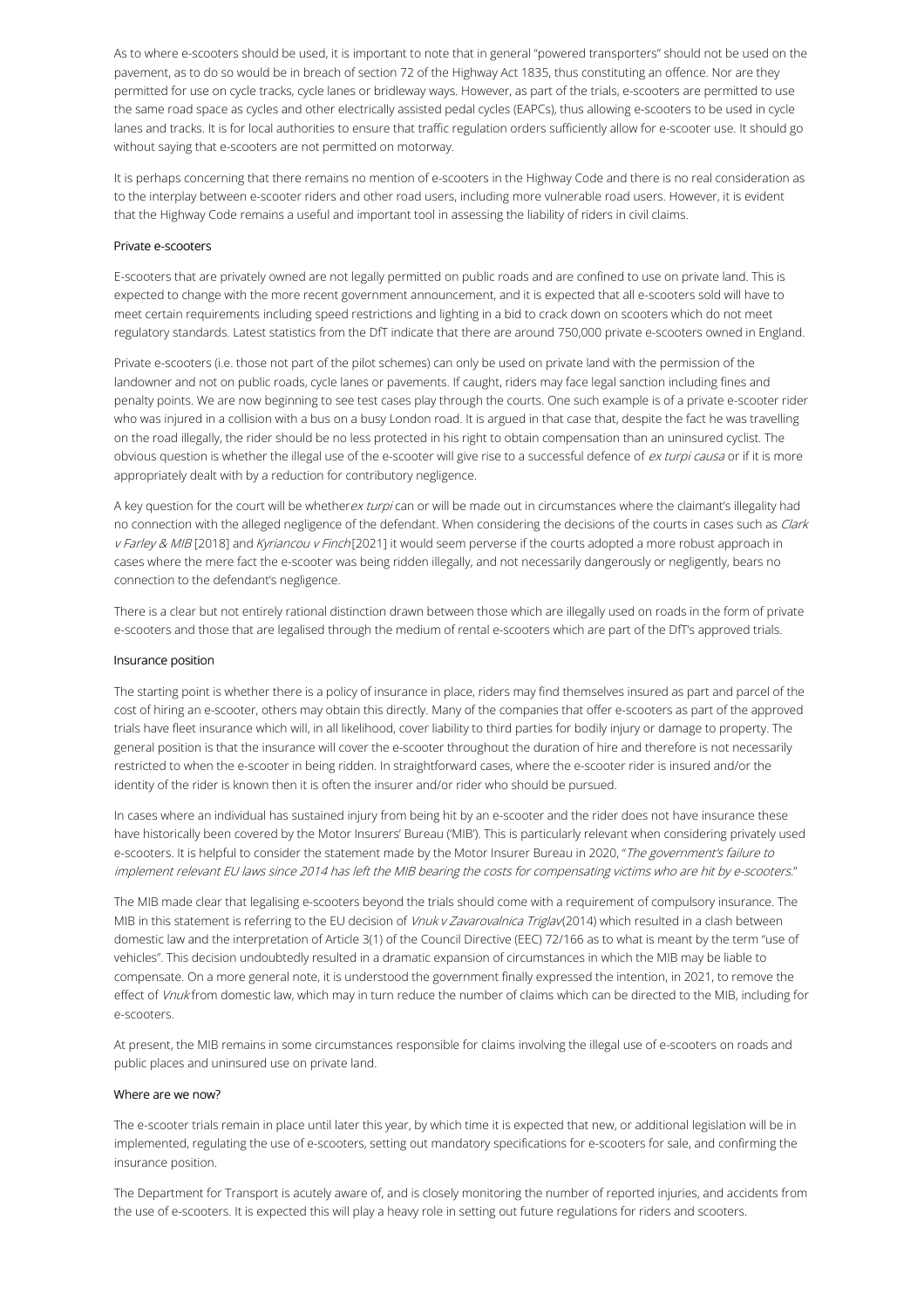As to where e-scooters should be used, it is important to note that in general "powered transporters" should not be used on the pavement, as to do so would be in breach of section 72 of the Highway Act 1835, thus constituting an offence. Nor are they permitted for use on cycle tracks, cycle lanes or bridleway ways. However, as part of the trials, e-scooters are permitted to use the same road space as cycles and other electrically assisted pedal cycles (EAPCs), thus allowing e-scooters to be used in cycle lanes and tracks. It is for local authorities to ensure that traffic regulation orders sufficiently allow for e-scooter use. It should go without saying that e-scooters are not permitted on motorway.

It is perhaps concerning that there remains no mention of e-scooters in the Highway Code and there is no real consideration as to the interplay between e-scooter riders and other road users, including more vulnerable road users. However, it is evident that the Highway Code remains a useful and important tool in assessing the liability of riders in civil claims.

### Private e-scooters

E-scooters that are privately owned are not legally permitted on public roads and are confined to use on private land. This is expected to change with the more recent government announcement, and it is expected that all e-scooters sold will have to meet certain requirements including speed restrictions and lighting in a bid to crack down on scooters which do not meet regulatory standards. Latest statistics from the DfT indicate that there are around 750,000 private e-scooters owned in England.

Private e-scooters (i.e. those not part of the pilot schemes) can only be used on private land with the permission of the landowner and not on public roads, cycle lanes or pavements. If caught, riders may face legal sanction including fines and penalty points. We are now beginning to see test cases play through the courts. One such example is of a private e-scooter rider who was injured in a collision with a bus on a busy London road. It is argued in that case that, despite the fact he was travelling on the road illegally, the rider should be no less protected in his right to obtain compensation than an uninsured cyclist. The obvious question is whether the illegal use of the e-scooter will give rise to a successful defence of *ex turpi causa* or if it is more appropriately dealt with by a reduction for contributory negligence.

A key question for the court will be whether *ex turpi* can or will be made out in circumstances where the claimant's illegality had no connection with the alleged negligence of the defendant. When considering the decisions of the courts in cases such as *Clark v Farley & MIB* [2018] and *Kyriancou v Finch* [2021] it would seem perverse if the courts adopted a more robust approach in cases where the mere fact the e-scooter was being ridden illegally, and not necessarily dangerously or negligently, bears no connection to the defendant's negligence.

There is a clear but not entirely rational distinction drawn between those which are illegally used on roads in the form of private e-scooters and those that are legalised through the medium of rental e-scooters which are part of the DfT's approved trials.

### Insurance position

The starting point is whether there is a policy of insurance in place, riders may find themselves insured as part and parcel of the cost of hiring an e-scooter, others may obtain this directly. Many of the companies that offer e-scooters as part of the approved trials have fleet insurance which will, in all likelihood, cover liability to third parties for bodily injury or damage to property. The general position is that the insurance will cover the e-scooter throughout the duration of hire and therefore is not necessarily restricted to when the e-scooter in being ridden. In straightforward cases, where the e-scooter rider is insured and/or the identity of the rider is known then it is often the insurer and/or rider who should be pursued.

In cases where an individual has sustained injury from being hit by an e-scooter and the rider does not have insurance these have historically been covered by the Motor Insurers' Bureau ('MIB'). This is particularly relevant when considering privately used e-scooters. It is helpful to consider the statement made by the Motor Insurer Bureau in 2020, "*The government's failure to implement relevant EU laws since 2014 has left the MIB bearing the costs for compensating victims who are hit by e-scooters.*"

The MIB made clear that legalising e-scooters beyond the trials should come with a requirement of compulsory insurance. The MIB in this statement is referring to the EU decision of *Vnuk v Zavarovalnica Triglav* (2014) which resulted in a clash between domestic law and the interpretation of Article 3(1) of the Council Directive (EEC) 72/166 as to what is meant by the term "use of vehicles". This decision undoubtedly resulted in a dramatic expansion of circumstances in which the MIB may be liable to compensate. On a more general note, it is understood the government finally expressed the intention, in 2021, to remove the effect of *Vnuk* from domestic law, which may in turn reduce the number of claims which can be directed to the MIB, including for e-scooters.

At present, the MIB remains in some circumstances responsible for claims involving the illegal use of e-scooters on roads and public places and uninsured use on private land.

### Where are we now?

The e-scooter trials remain in place until later this year, by which time it is expected that new, or additional legislation will be in implemented, regulating the use of e-scooters, setting out mandatory specifications for e-scooters for sale, and confirming the insurance position.

The Department for Transport is acutely aware of, and is closely monitoring the number of reported injuries, and accidents from the use of e-scooters. It is expected this will play a heavy role in setting out future regulations for riders and scooters.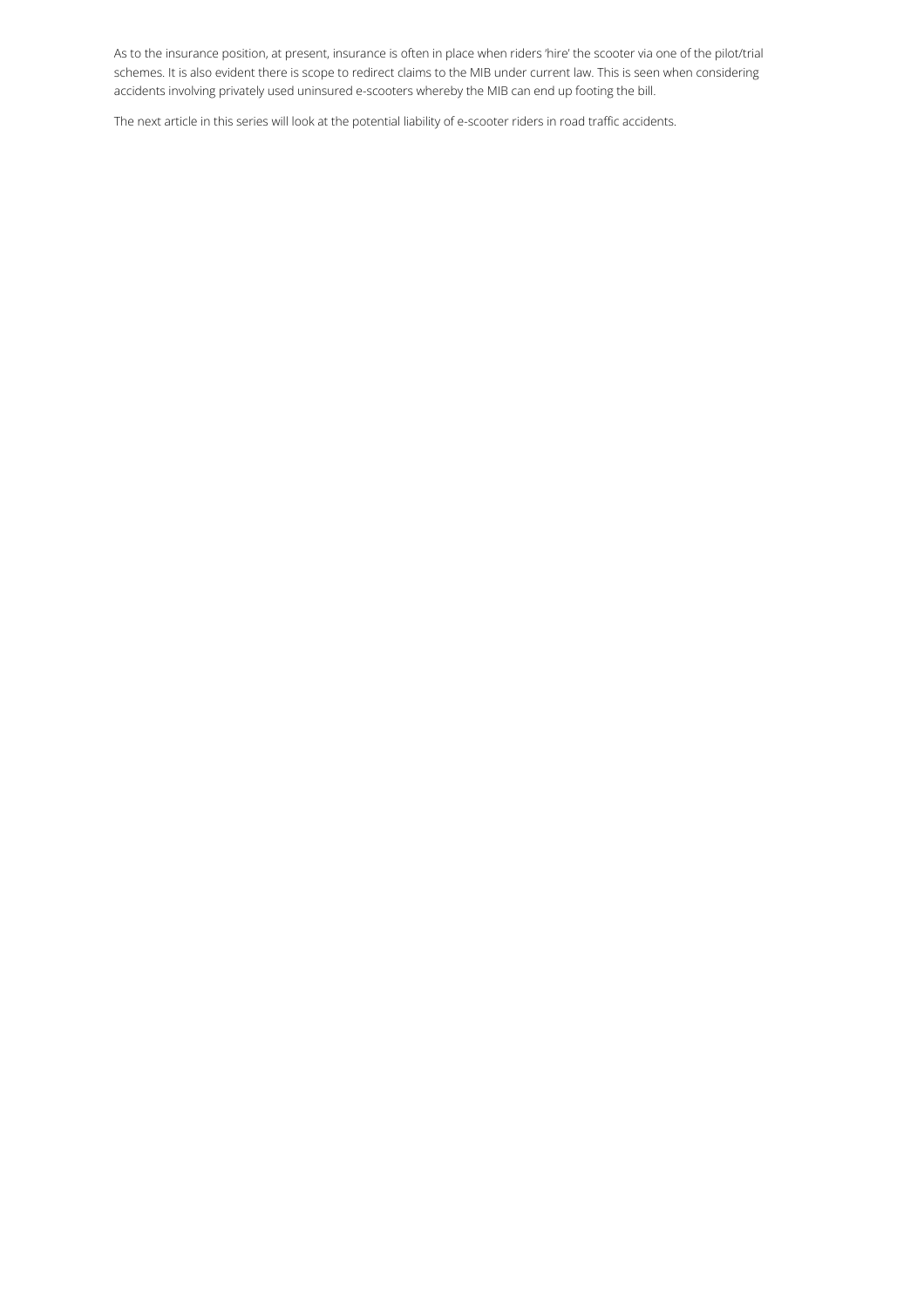As to the insurance position, at present, insurance is often in place when riders 'hire' the scooter via one of the pilot/trial schemes. It is also evident there is scope to redirect claims to the MIB under current law. This is seen when considering accidents involving privately used uninsured e-scooters whereby the MIB can end up footing the bill.

The next article in this series will look at the potential liability of e-scooter riders in road traffic accidents.